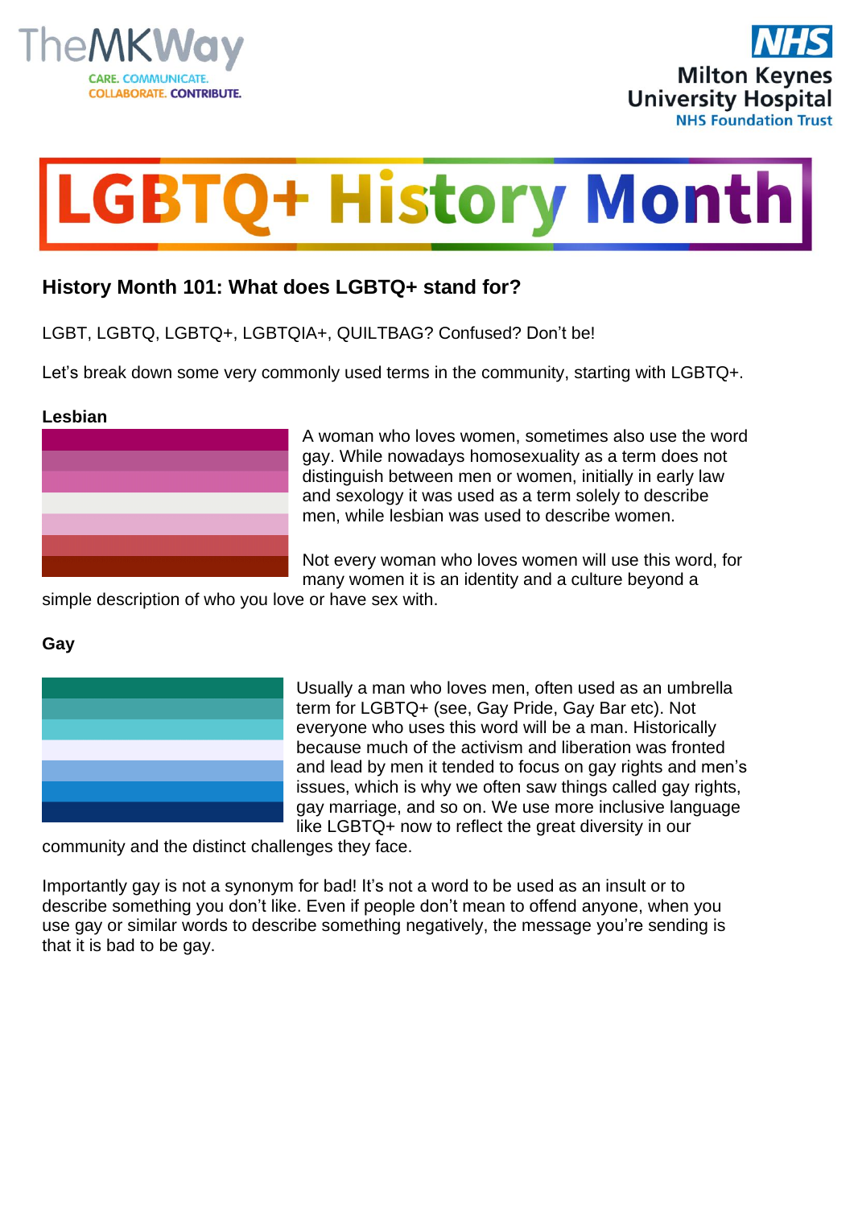TheMKWay

CARE. COMMUNICATE. COLLABORATE. CONTRIBUTE.

NHS Milton Keynes University Hospital NHS Foundation Trust

# LGBTQ+ History Month

## History Month 101: What does LGBTQ+ stand for?

LGBT, LGBTQ, LGBTQ+, LGBTQIA+, QUILTBAG? Confused? Don't be!

Let's break down some very commonly used terms in the community, starting with LGBTQ+.

### Lesbian

A woman who loves women, sometimes also use the word gay. While nowadays homosexuality as a term does not distinguish between men or women, initially in early law and sexology it was used as a term solely to describe men, while lesbian was used to describe women.

Not every woman who loves women will use this word, for many women it is an identity and a culture beyond a simple description of who you love or have sex with.

### Gay

Usually a man who loves men, often used as an umbrella term for LGBTQ+ (see, Gay Pride, Gay Bar etc). Not everyone who uses this word will be a man. Historically because much of the activism and liberation was fronted and lead by men it tended to focus on gay rights and men's issues, which is why we often saw things called gay rights, gay marriage, and so on. We use more inclusive language like LGBTQ+ now to reflect the great diversity in our community and the distinct challenges they face.

Importantly gay is not a synonym for bad! It's not a word to be used as an insult or to describe something you don't like. Even if people don't mean to offend anyone, when you use gay or similar words to describe something negatively, the message you're sending is that it is bad to be gay.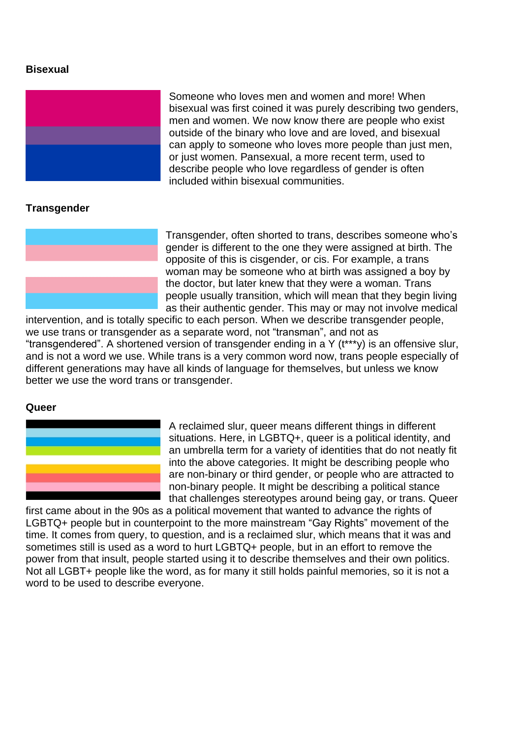### Bisexual

Someone who loves men and women and more! When bisexual was first coined it was purely describing two genders, men and women. We now know there are people who exist outside of the binary who love and are loved, and bisexual can apply to someone who loves more people than just men, or just women. Pansexual, a more recent term, used to describe people who love regardless of gender is often included within bisexual communities.

### Transgender

Transgender, often shorted to trans, describes someone who's gender is different to the one they were assigned at birth. The opposite of this is cisgender, or cis. For example, a trans woman may be someone who at birth was assigned a boy by the doctor, but later knew that they were a woman. Trans people usually transition, which will mean that they begin living as their authentic gender. This may or may not involve medical intervention, and is totally specific to each person. When we describe transgender people, we use trans or transgender as a separate word, not "transman", and not as "transgendered". A shortened version of transgender ending in a Y (t***y) is an offensive slur, and is not a word we use. While trans is a very common word now, trans people especially of different generations may have all kinds of language for themselves, but unless we know better we use the word trans or transgender.

### Queer

A reclaimed slur, queer means different things in different situations. Here, in LGBTQ+, queer is a political identity, and an umbrella term for a variety of identities that do not neatly fit into the above categories. It might be describing people who are non-binary or third gender, or people who are attracted to non-binary people. It might be describing a political stance that challenges stereotypes around being gay, or trans. Queer first came about in the 90s as a political movement that wanted to advance the rights of LGBTQ+ people but in counterpoint to the more mainstream "Gay Rights" movement of the time. It comes from query, to question, and is a reclaimed slur, which means that it was and sometimes still is used as a word to hurt LGBTQ+ people, but in an effort to remove the power from that insult, people started using it to describe themselves and their own politics. Not all LGBT+ people like the word, as for many it still holds painful memories, so it is not a word to be used to describe everyone.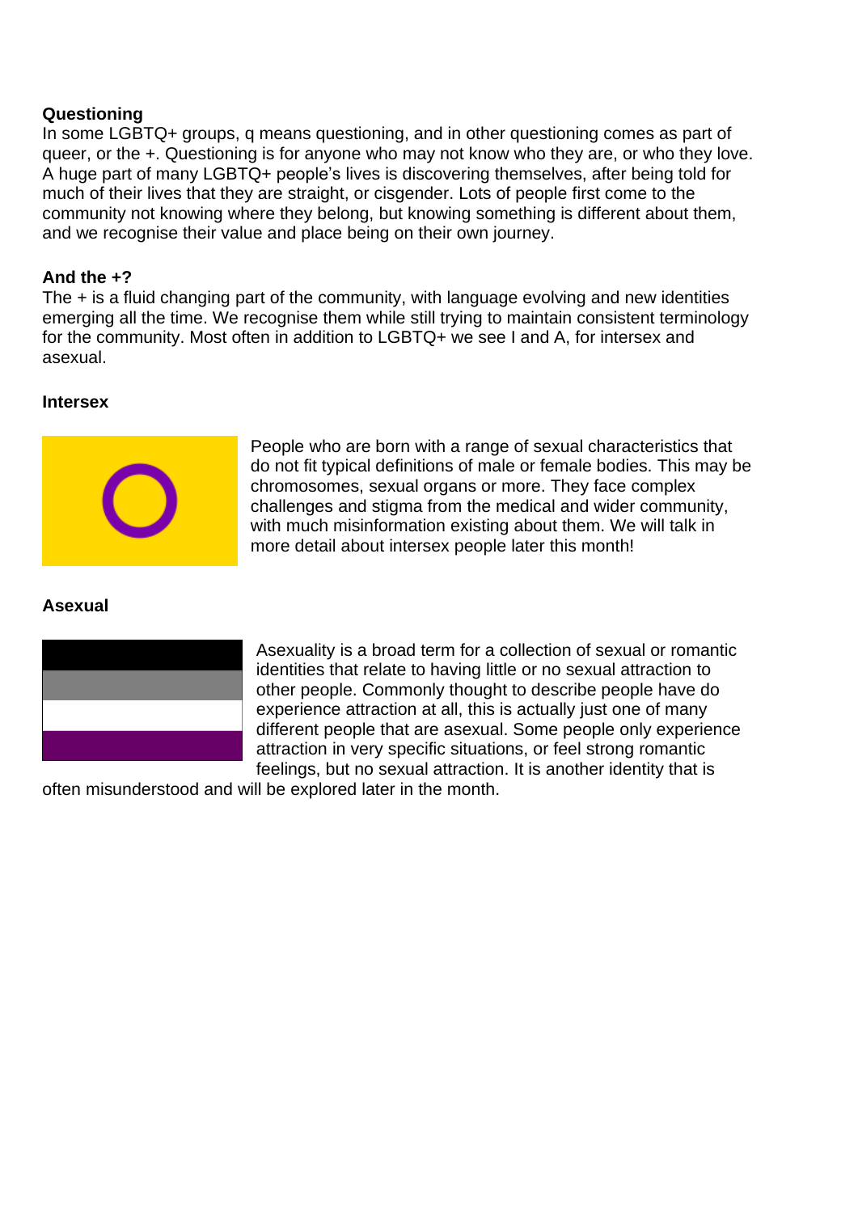**Questioning**

In some LGBTQ+ groups, q means questioning, and in other questioning comes as part of queer, or the +. Questioning is for anyone who may not know who they are, or who they love. A huge part of many LGBTQ+ people's lives is discovering themselves, after being told for much of their lives that they are straight, or cisgender. Lots of people first come to the community not knowing where they belong, but knowing something is different about them, and we recognise their value and place being on their own journey.

**And the +?**

The + is a fluid changing part of the community, with language evolving and new identities emerging all the time. We recognise them while still trying to maintain consistent terminology for the community. Most often in addition to LGBTQ+ we see I and A, for intersex and asexual.

**Intersex**

People who are born with a range of sexual characteristics that do not fit typical definitions of male or female bodies. This may be chromosomes, sexual organs or more. They face complex challenges and stigma from the medical and wider community, with much misinformation existing about them. We will talk in more detail about intersex people later this month!

**Asexual**

Asexuality is a broad term for a collection of sexual or romantic identities that relate to having little or no sexual attraction to other people. Commonly thought to describe people have do experience attraction at all, this is actually just one of many different people that are asexual. Some people only experience attraction in very specific situations, or feel strong romantic feelings, but no sexual attraction. It is another identity that is often misunderstood and will be explored later in the month.